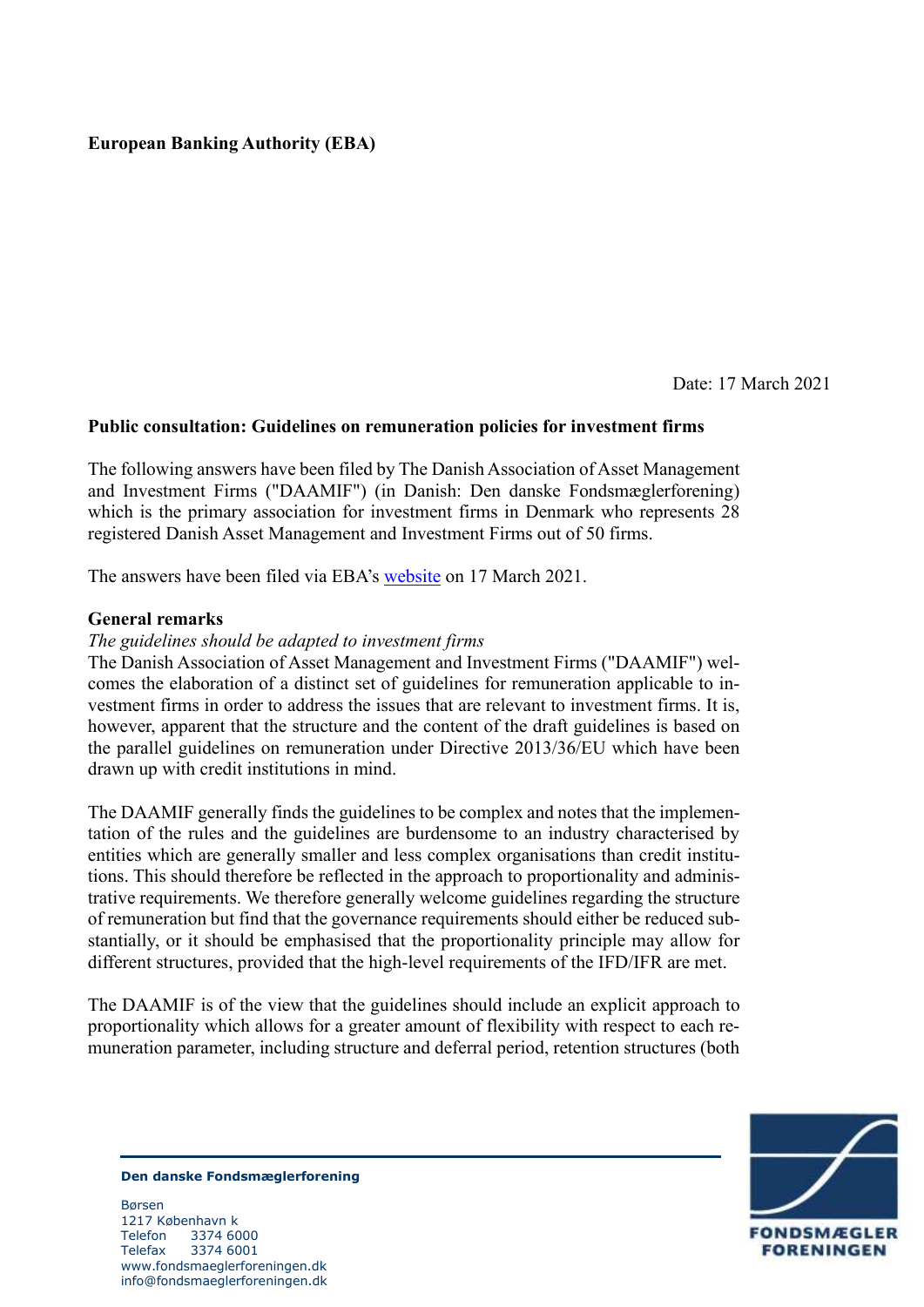**European Banking Authority (EBA)**

Date: 17 March 2021

**Public consultation: Guidelines on remuneration policies for investment firms**

The following answers have been filed by The Danish Association of Asset Management and Investment Firms ("DAAMIF") (in Danish: Den danske Fondsmæglerforening) which is the primary association for investment firms in Denmark who represents 28 registered Danish Asset Management and Investment Firms out of 50 firms.

The answers have been filed via EBA's [website](website) on 17 March 2021.

**General remarks**

*The guidelines should be adapted to investment firms*

The Danish Association of Asset Management and Investment Firms ("DAAMIF") welcomes the elaboration of a distinct set of guidelines for remuneration applicable to investment firms in order to address the issues that are relevant to investment firms. It is, however, apparent that the structure and the content of the draft guidelines is based on the parallel guidelines on remuneration under Directive 2013/36/EU which have been drawn up with credit institutions in mind.

The DAAMIF generally finds the guidelines to be complex and notes that the implementation of the rules and the guidelines are burdensome to an industry characterised by entities which are generally smaller and less complex organisations than credit institutions. This should therefore be reflected in the approach to proportionality and administrative requirements. We therefore generally welcome guidelines regarding the structure of remuneration but find that the governance requirements should either be reduced substantially, or it should be emphasised that the proportionality principle may allow for different structures, provided that the high-level requirements of the IFD/IFR are met.

The DAAMIF is of the view that the guidelines should include an explicit approach to proportionality which allows for a greater amount of flexibility with respect to each remuneration parameter, including structure and deferral period, retention structures (both

**Den danske Fondsmæglerforening**

Børsen
1217 København k
Telefon 3374 6000
Telefax 3374 6001
www.fondsmaeglerforeningen.dk
info@fondsmaeglerforeningen.dk

FONDSMÆGLER FORENINGEN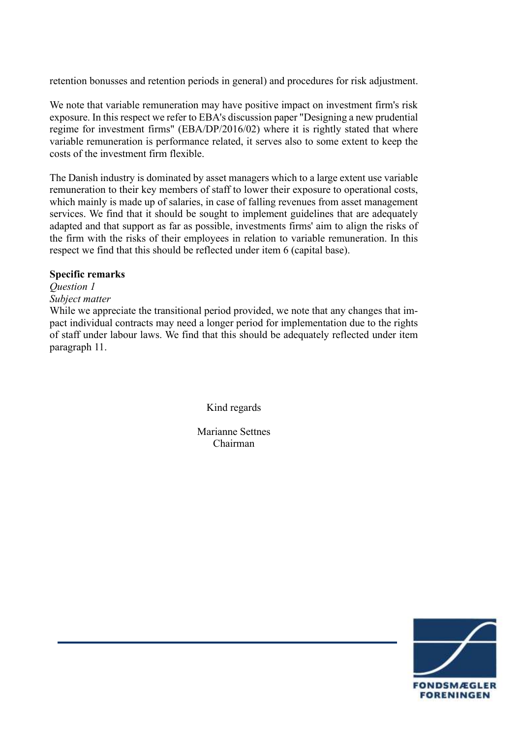retention bonusses and retention periods in general) and procedures for risk adjustment.

We note that variable remuneration may have positive impact on investment firm's risk exposure. In this respect we refer to EBA's discussion paper "Designing a new prudential regime for investment firms" (EBA/DP/2016/02) where it is rightly stated that where variable remuneration is performance related, it serves also to some extent to keep the costs of the investment firm flexible.

The Danish industry is dominated by asset managers which to a large extent use variable remuneration to their key members of staff to lower their exposure to operational costs, which mainly is made up of salaries, in case of falling revenues from asset management services. We find that it should be sought to implement guidelines that are adequately adapted and that support as far as possible, investments firms' aim to align the risks of the firm with the risks of their employees in relation to variable remuneration. In this respect we find that this should be reflected under item 6 (capital base).

**Specific remarks**

*Question 1*

*Subject matter*

While we appreciate the transitional period provided, we note that any changes that impact individual contracts may need a longer period for implementation due to the rights of staff under labour laws. We find that this should be adequately reflected under item paragraph 11.

Kind regards

Marianne Settnes
Chairman

FONDSMÆGLER FORENINGEN